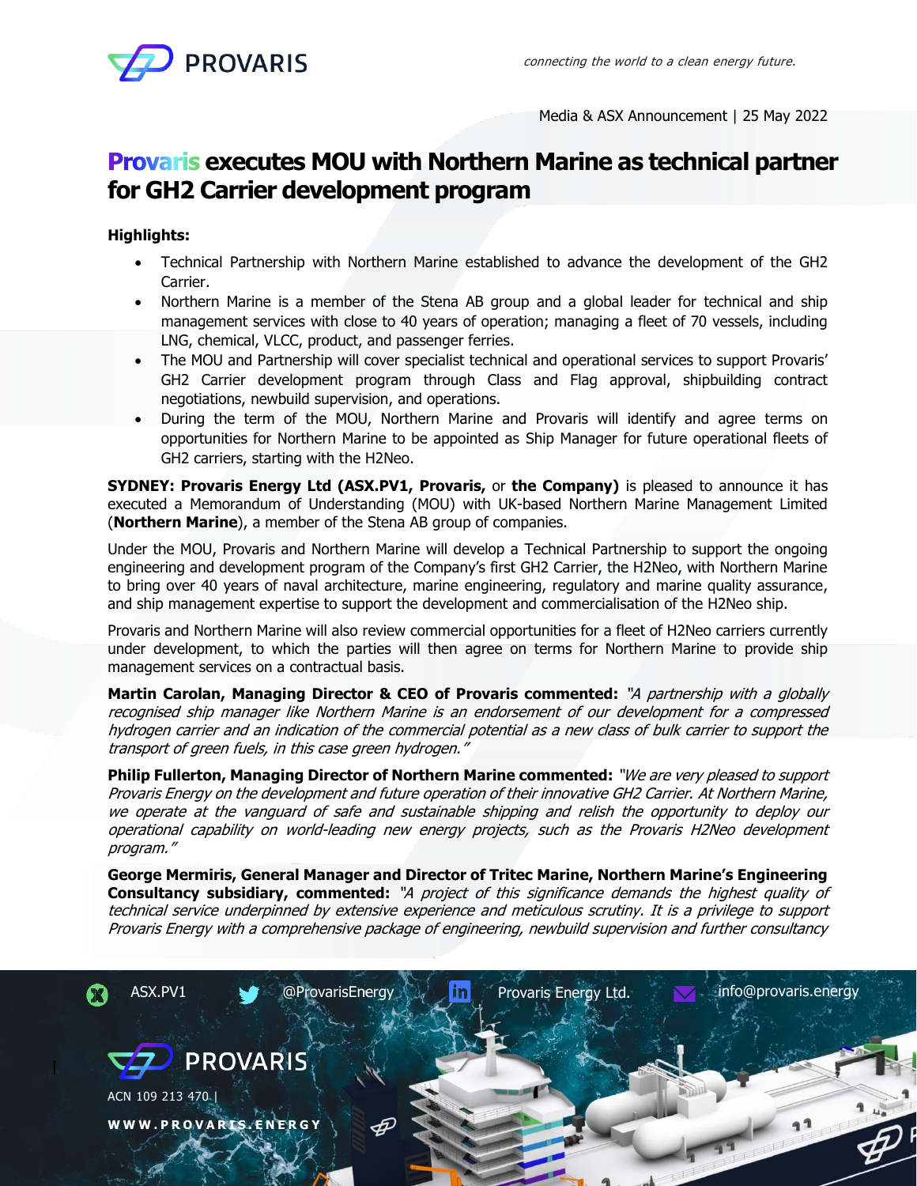Media & ASX Announcement | 25 May 2022

# Provaris executes MOU with Northern Marine as technical partner for GH2 Carrier development program

**Highlights:**

- Technical Partnership with Northern Marine established to advance the development of the GH2 Carrier.
- Northern Marine is a member of the Stena AB group and a global leader for technical and ship management services with close to 40 years of operation; managing a fleet of 70 vessels, including LNG, chemical, VLCC, product, and passenger ferries.
- The MOU and Partnership will cover specialist technical and operational services to support Provaris' GH2 Carrier development program through Class and Flag approval, shipbuilding contract negotiations, newbuild supervision, and operations.
- During the term of the MOU, Northern Marine and Provaris will identify and agree terms on opportunities for Northern Marine to be appointed as Ship Manager for future operational fleets of GH2 carriers, starting with the H2Neo.

**SYDNEY: Provaris Energy Ltd (ASX.PV1, Provaris,** or **the Company)** is pleased to announce it has executed a Memorandum of Understanding (MOU) with UK-based Northern Marine Management Limited (**Northern Marine**), a member of the Stena AB group of companies.

Under the MOU, Provaris and Northern Marine will develop a Technical Partnership to support the ongoing engineering and development program of the Company's first GH2 Carrier, the H2Neo, with Northern Marine to bring over 40 years of naval architecture, marine engineering, regulatory and marine quality assurance, and ship management expertise to support the development and commercialisation of the H2Neo ship.

Provaris and Northern Marine will also review commercial opportunities for a fleet of H2Neo carriers currently under development, to which the parties will then agree on terms for Northern Marine to provide ship management services on a contractual basis.

**Martin Carolan, Managing Director & CEO of Provaris commented:** *"A partnership with a globally recognised ship manager like Northern Marine is an endorsement of our development for a compressed hydrogen carrier and an indication of the commercial potential as a new class of bulk carrier to support the transport of green fuels, in this case green hydrogen."*

**Philip Fullerton, Managing Director of Northern Marine commented:** *"We are very pleased to support Provaris Energy on the development and future operation of their innovative GH2 Carrier. At Northern Marine, we operate at the vanguard of safe and sustainable shipping and relish the opportunity to deploy our operational capability on world-leading new energy projects, such as the Provaris H2Neo development program."*

**George Mermiris, General Manager and Director of Tritec Marine, Northern Marine's Engineering Consultancy subsidiary, commented:** *"A project of this significance demands the highest quality of technical service underpinned by extensive experience and meticulous scrutiny. It is a privilege to support Provaris Energy with a comprehensive package of engineering, newbuild supervision and further consultancy*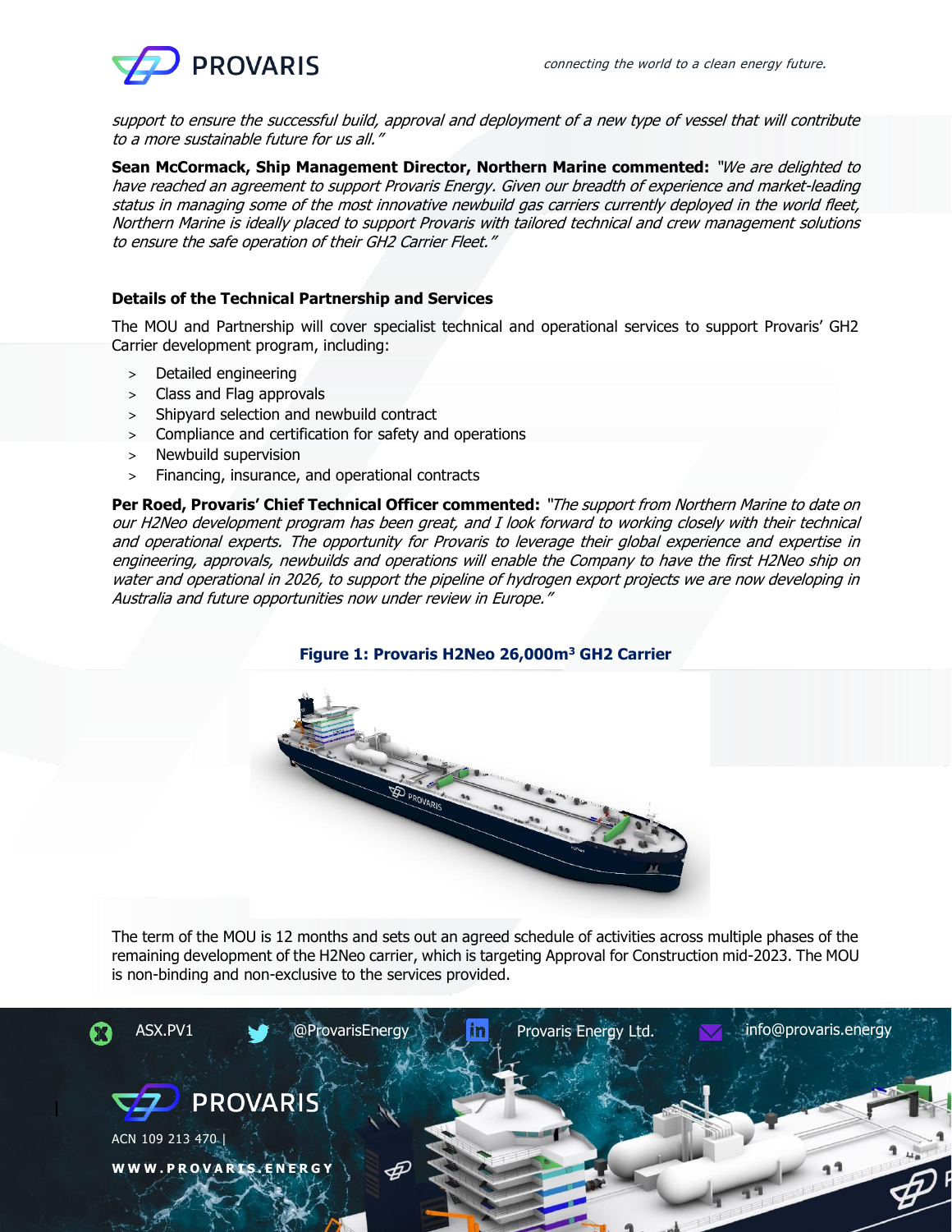*support to ensure the successful build, approval and deployment of a new type of vessel that will contribute to a more sustainable future for us all."*

**Sean McCormack, Ship Management Director, Northern Marine commented:** *"We are delighted to have reached an agreement to support Provaris Energy. Given our breadth of experience and market-leading status in managing some of the most innovative newbuild gas carriers currently deployed in the world fleet, Northern Marine is ideally placed to support Provaris with tailored technical and crew management solutions to ensure the safe operation of their GH2 Carrier Fleet."*

### Details of the Technical Partnership and Services

The MOU and Partnership will cover specialist technical and operational services to support Provaris' GH2 Carrier development program, including:

- Detailed engineering
- Class and Flag approvals
- Shipyard selection and newbuild contract
- Compliance and certification for safety and operations
- Newbuild supervision
- Financing, insurance, and operational contracts

**Per Roed, Provaris' Chief Technical Officer commented:** *"The support from Northern Marine to date on our H2Neo development program has been great, and I look forward to working closely with their technical and operational experts. The opportunity for Provaris to leverage their global experience and expertise in engineering, approvals, newbuilds and operations will enable the Company to have the first H2Neo ship on water and operational in 2026, to support the pipeline of hydrogen export projects we are now developing in Australia and future opportunities now under review in Europe."*

**Figure 1: Provaris H2Neo 26,000m$^3$ GH2 Carrier**

The term of the MOU is 12 months and sets out an agreed schedule of activities across multiple phases of the remaining development of the H2Neo carrier, which is targeting Approval for Construction mid-2023. The MOU is non-binding and non-exclusive to the services provided.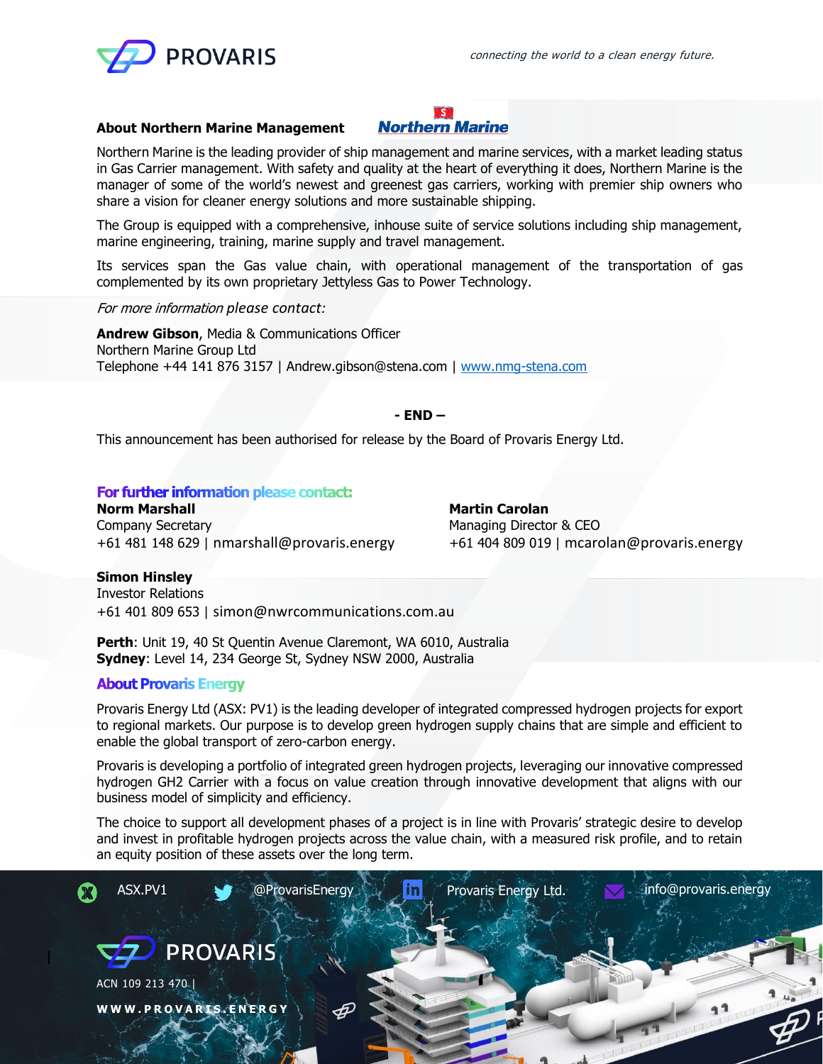### About Northern Marine Management

Northern Marine is the leading provider of ship management and marine services, with a market leading status in Gas Carrier management. With safety and quality at the heart of everything it does, Northern Marine is the manager of some of the world's newest and greenest gas carriers, working with premier ship owners who share a vision for cleaner energy solutions and more sustainable shipping.

The Group is equipped with a comprehensive, inhouse suite of service solutions including ship management, marine engineering, training, marine supply and travel management.

Its services span the Gas value chain, with operational management of the transportation of gas complemented by its own proprietary Jettyless Gas to Power Technology.

*For more information please contact:*

**Andrew Gibson**, Media & Communications Officer
Northern Marine Group Ltd
Telephone +44 141 876 3157 | Andrew.gibson@stena.com | www.nmg-stena.com

**- END –**

This announcement has been authorised for release by the Board of Provaris Energy Ltd.

### For further information please contact:

**Norm Marshall**
Company Secretary
+61 481 148 629 | nmarshall@provaris.energy

**Martin Carolan**
Managing Director & CEO
+61 404 809 019 | mcarolan@provaris.energy

**Simon Hinsley**
Investor Relations
+61 401 809 653 | simon@nwrcommunications.com.au

**Perth**: Unit 19, 40 St Quentin Avenue Claremont, WA 6010, Australia
**Sydney**: Level 14, 234 George St, Sydney NSW 2000, Australia

### About Provaris Energy

Provaris Energy Ltd (ASX: PV1) is the leading developer of integrated compressed hydrogen projects for export to regional markets. Our purpose is to develop green hydrogen supply chains that are simple and efficient to enable the global transport of zero-carbon energy.

Provaris is developing a portfolio of integrated green hydrogen projects, leveraging our innovative compressed hydrogen GH2 Carrier with a focus on value creation through innovative development that aligns with our business model of simplicity and efficiency.

The choice to support all development phases of a project is in line with Provaris' strategic desire to develop and invest in profitable hydrogen projects across the value chain, with a measured risk profile, and to retain an equity position of these assets over the long term.